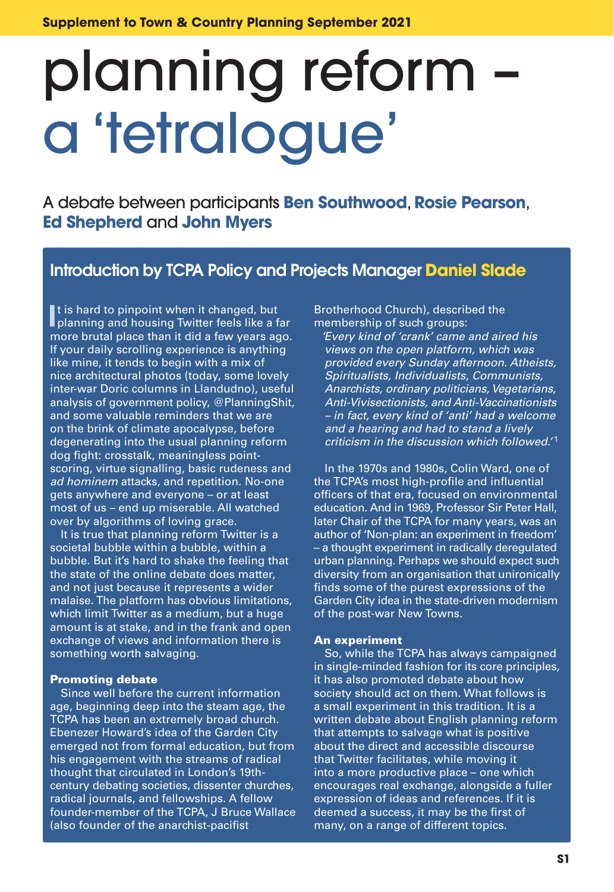Supplement to Town & Country Planning September 2021

# planning reform – a 'tetralogue'

A debate between participants **Ben Southwood**, **Rosie Pearson**, **Ed Shepherd** and **John Myers**

## Introduction by TCPA Policy and Projects Manager Daniel Slade

It is hard to pinpoint when it changed, but planning and housing Twitter feels like a far more brutal place than it did a few years ago. If your daily scrolling experience is anything like mine, it tends to begin with a mix of nice architectural photos (today, some lovely inter-war Doric columns in Llandudno), useful analysis of government policy, @PlanningShit, and some valuable reminders that we are on the brink of climate apocalypse, before degenerating into the usual planning reform dog fight: crosstalk, meaningless point-scoring, virtue signalling, basic rudeness and *ad hominem* attacks, and repetition. No-one gets anywhere and everyone – or at least most of us – end up miserable. All watched over by algorithms of loving grace.

It is true that planning reform Twitter is a societal bubble within a bubble, within a bubble. But it's hard to shake the feeling that the state of the online debate does matter, and not just because it represents a wider malaise. The platform has obvious limitations, which limit Twitter as a medium, but a huge amount is at stake, and in the frank and open exchange of views and information there is something worth salvaging.

### Promoting debate

Since well before the current information age, beginning deep into the steam age, the TCPA has been an extremely broad church. Ebenezer Howard's idea of the Garden City emerged not from formal education, but from his engagement with the streams of radical thought that circulated in London's 19th-century debating societies, dissenter churches, radical journals, and fellowships. A fellow founder-member of the TCPA, J Bruce Wallace (also founder of the anarchist-pacifist Brotherhood Church), described the membership of such groups:

> *'Every kind of 'crank' came and aired his views on the open platform, which was provided every Sunday afternoon. Atheists, Spiritualists, Individualists, Communists, Anarchists, ordinary politicians, Vegetarians, Anti-Vivisectionists, and Anti-Vaccinationists – in fact, every kind of 'anti' had a welcome and a hearing and had to stand a lively criticism in the discussion which followed.'*[1]

In the 1970s and 1980s, Colin Ward, one of the TCPA's most high-profile and influential officers of that era, focused on environmental education. And in 1969, Professor Sir Peter Hall, later Chair of the TCPA for many years, was an author of 'Non-plan: an experiment in freedom' – a thought experiment in radically deregulated urban planning. Perhaps we should expect such diversity from an organisation that unironically finds some of the purest expressions of the Garden City idea in the state-driven modernism of the post-war New Towns.

### An experiment

So, while the TCPA has always campaigned in single-minded fashion for its core principles, it has also promoted debate about how society should act on them. What follows is a small experiment in this tradition. It is a written debate about English planning reform that attempts to salvage what is positive about the direct and accessible discourse that Twitter facilitates, while moving it into a more productive place – one which encourages real exchange, alongside a fuller expression of ideas and references. If it is deemed a success, it may be the first of many, on a range of different topics.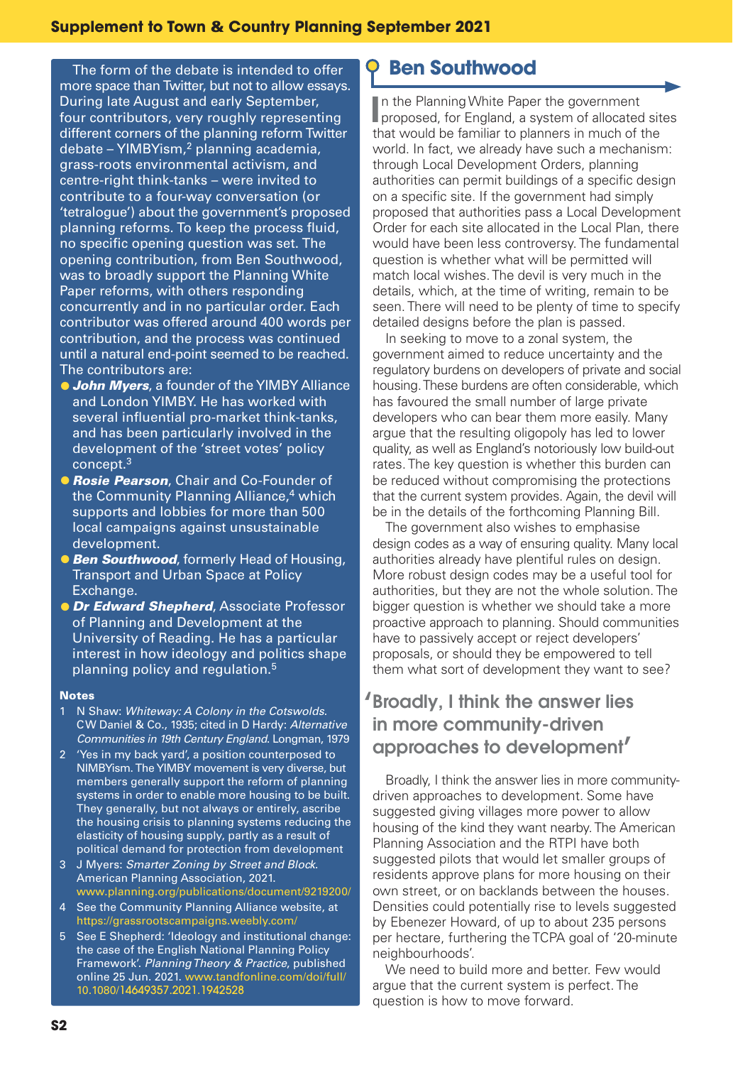The form of the debate is intended to offer more space than Twitter, but not to allow essays. During late August and early September, four contributors, very roughly representing different corners of the planning reform Twitter debate – YIMBYism,[2] planning academia, grass-roots environmental activism, and centre-right think-tanks – were invited to contribute to a four-way conversation (or 'tetralogue') about the government's proposed planning reforms. To keep the process fluid, no specific opening question was set. The opening contribution, from Ben Southwood, was to broadly support the Planning White Paper reforms, with others responding concurrently and in no particular order. Each contributor was offered around 400 words per contribution, and the process was continued until a natural end-point seemed to be reached. The contributors are:

- ***John Myers***, a founder of the YIMBY Alliance and London YIMBY. He has worked with several influential pro-market think-tanks, and has been particularly involved in the development of the 'street votes' policy concept.[3]
- ***Rosie Pearson***, Chair and Co-Founder of the Community Planning Alliance,[4] which supports and lobbies for more than 500 local campaigns against unsustainable development.
- ***Ben Southwood***, formerly Head of Housing, Transport and Urban Space at Policy Exchange.
- ***Dr Edward Shepherd***, Associate Professor of Planning and Development at the University of Reading. He has a particular interest in how ideology and politics shape planning policy and regulation.[5]

### Notes

1. N Shaw: *Whiteway: A Colony in the Cotswolds*. CW Daniel & Co., 1935; cited in D Hardy: *Alternative Communities in 19th Century England*. Longman, 1979
2. 'Yes in my back yard', a position counterposed to NIMBYism. The YIMBY movement is very diverse, but members generally support the reform of planning systems in order to enable more housing to be built. They generally, but not always or entirely, ascribe the housing crisis to planning systems reducing the elasticity of housing supply, partly as a result of political demand for protection from development
3. J Myers: *Smarter Zoning by Street and Block*. American Planning Association, 2021. www.planning.org/publications/document/9219200/
4. See the Community Planning Alliance website, at https://grassrootscampaigns.weebly.com/
5. See E Shepherd: 'Ideology and institutional change: the case of the English National Planning Policy Framework'. *Planning Theory & Practice*, published online 25 Jun. 2021. www.tandfonline.com/doi/full/10.1080/14649357.2021.1942528

## Ben Southwood

In the Planning White Paper the government proposed, for England, a system of allocated sites that would be familiar to planners in much of the world. In fact, we already have such a mechanism: through Local Development Orders, planning authorities can permit buildings of a specific design on a specific site. If the government had simply proposed that authorities pass a Local Development Order for each site allocated in the Local Plan, there would have been less controversy. The fundamental question is whether what will be permitted will match local wishes. The devil is very much in the details, which, at the time of writing, remain to be seen. There will need to be plenty of time to specify detailed designs before the plan is passed.

In seeking to move to a zonal system, the government aimed to reduce uncertainty and the regulatory burdens on developers of private and social housing. These burdens are often considerable, which has favoured the small number of large private developers who can bear them more easily. Many argue that the resulting oligopoly has led to lower quality, as well as England's notoriously low build-out rates. The key question is whether this burden can be reduced without compromising the protections that the current system provides. Again, the devil will be in the details of the forthcoming Planning Bill.

The government also wishes to emphasise design codes as a way of ensuring quality. Many local authorities already have plentiful rules on design. More robust design codes may be a useful tool for authorities, but they are not the whole solution. The bigger question is whether we should take a more proactive approach to planning. Should communities have to passively accept or reject developers' proposals, or should they be empowered to tell them what sort of development they want to see?

> 'Broadly, I think the answer lies in more community-driven approaches to development'

Broadly, I think the answer lies in more community-driven approaches to development. Some have suggested giving villages more power to allow housing of the kind they want nearby. The American Planning Association and the RTPI have both suggested pilots that would let smaller groups of residents approve plans for more housing on their own street, or on backlands between the houses. Densities could potentially rise to levels suggested by Ebenezer Howard, of up to about 235 persons per hectare, furthering the TCPA goal of '20-minute neighbourhoods'.

We need to build more and better. Few would argue that the current system is perfect. The question is how to move forward.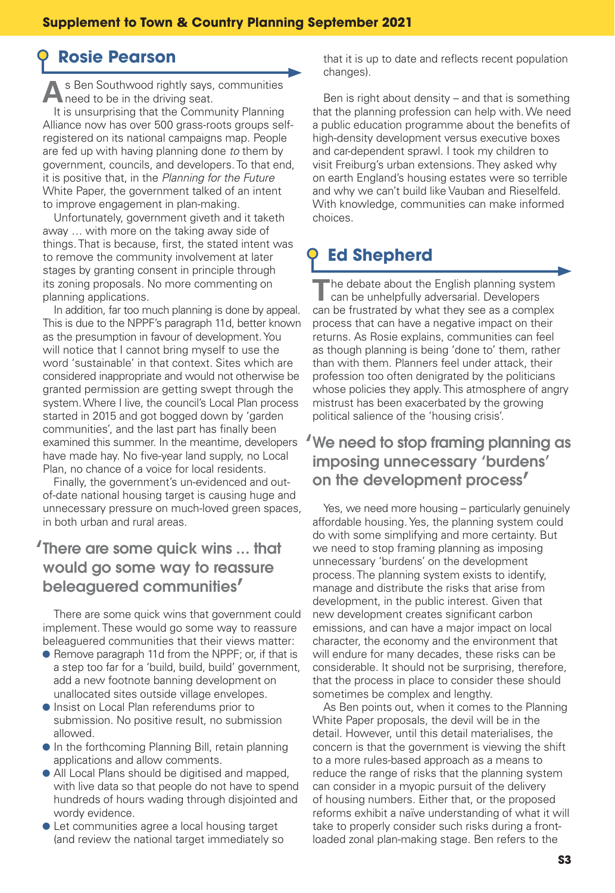## Rosie Pearson

As Ben Southwood rightly says, communities need to be in the driving seat.

It is unsurprising that the Community Planning Alliance now has over 500 grass-roots groups self-registered on its national campaigns map. People are fed up with having planning done *to* them by government, councils, and developers. To that end, it is positive that, in the *Planning for the Future* White Paper, the government talked of an intent to improve engagement in plan-making.

Unfortunately, government giveth and it taketh away … with more on the taking away side of things. That is because, first, the stated intent was to remove the community involvement at later stages by granting consent in principle through its zoning proposals. No more commenting on planning applications.

In addition, far too much planning is done by appeal. This is due to the NPPF's paragraph 11d, better known as the presumption in favour of development. You will notice that I cannot bring myself to use the word 'sustainable' in that context. Sites which are considered inappropriate and would not otherwise be granted permission are getting swept through the system. Where I live, the council's Local Plan process started in 2015 and got bogged down by 'garden communities', and the last part has finally been examined this summer. In the meantime, developers have made hay. No five-year land supply, no Local Plan, no chance of a voice for local residents.

Finally, the government's un-evidenced and out-of-date national housing target is causing huge and unnecessary pressure on much-loved green spaces, in both urban and rural areas.

> 'There are some quick wins ... that would go some way to reassure beleaguered communities'

There are some quick wins that government could implement. These would go some way to reassure beleaguered communities that their views matter:

- Remove paragraph 11d from the NPPF; or, if that is a step too far for a 'build, build, build' government, add a new footnote banning development on unallocated sites outside village envelopes.
- Insist on Local Plan referendums prior to submission. No positive result, no submission allowed.
- In the forthcoming Planning Bill, retain planning applications and allow comments.
- All Local Plans should be digitised and mapped, with live data so that people do not have to spend hundreds of hours wading through disjointed and wordy evidence.
- Let communities agree a local housing target (and review the national target immediately so that it is up to date and reflects recent population changes).

Ben is right about density – and that is something that the planning profession can help with. We need a public education programme about the benefits of high-density development versus executive boxes and car-dependent sprawl. I took my children to visit Freiburg's urban extensions. They asked why on earth England's housing estates were so terrible and why we can't build like Vauban and Rieselfeld. With knowledge, communities can make informed choices.

## Ed Shepherd

The debate about the English planning system can be unhelpfully adversarial. Developers can be frustrated by what they see as a complex process that can have a negative impact on their returns. As Rosie explains, communities can feel as though planning is being 'done to' them, rather than with them. Planners feel under attack, their profession too often denigrated by the politicians whose policies they apply. This atmosphere of angry mistrust has been exacerbated by the growing political salience of the 'housing crisis'.

> 'We need to stop framing planning as imposing unnecessary 'burdens' on the development process'

Yes, we need more housing – particularly genuinely affordable housing. Yes, the planning system could do with some simplifying and more certainty. But we need to stop framing planning as imposing unnecessary 'burdens' on the development process. The planning system exists to identify, manage and distribute the risks that arise from development, in the public interest. Given that new development creates significant carbon emissions, and can have a major impact on local character, the economy and the environment that will endure for many decades, these risks can be considerable. It should not be surprising, therefore, that the process in place to consider these should sometimes be complex and lengthy.

As Ben points out, when it comes to the Planning White Paper proposals, the devil will be in the detail. However, until this detail materialises, the concern is that the government is viewing the shift to a more rules-based approach as a means to reduce the range of risks that the planning system can consider in a myopic pursuit of the delivery of housing numbers. Either that, or the proposed reforms exhibit a naïve understanding of what it will take to properly consider such risks during a front-loaded zonal plan-making stage. Ben refers to the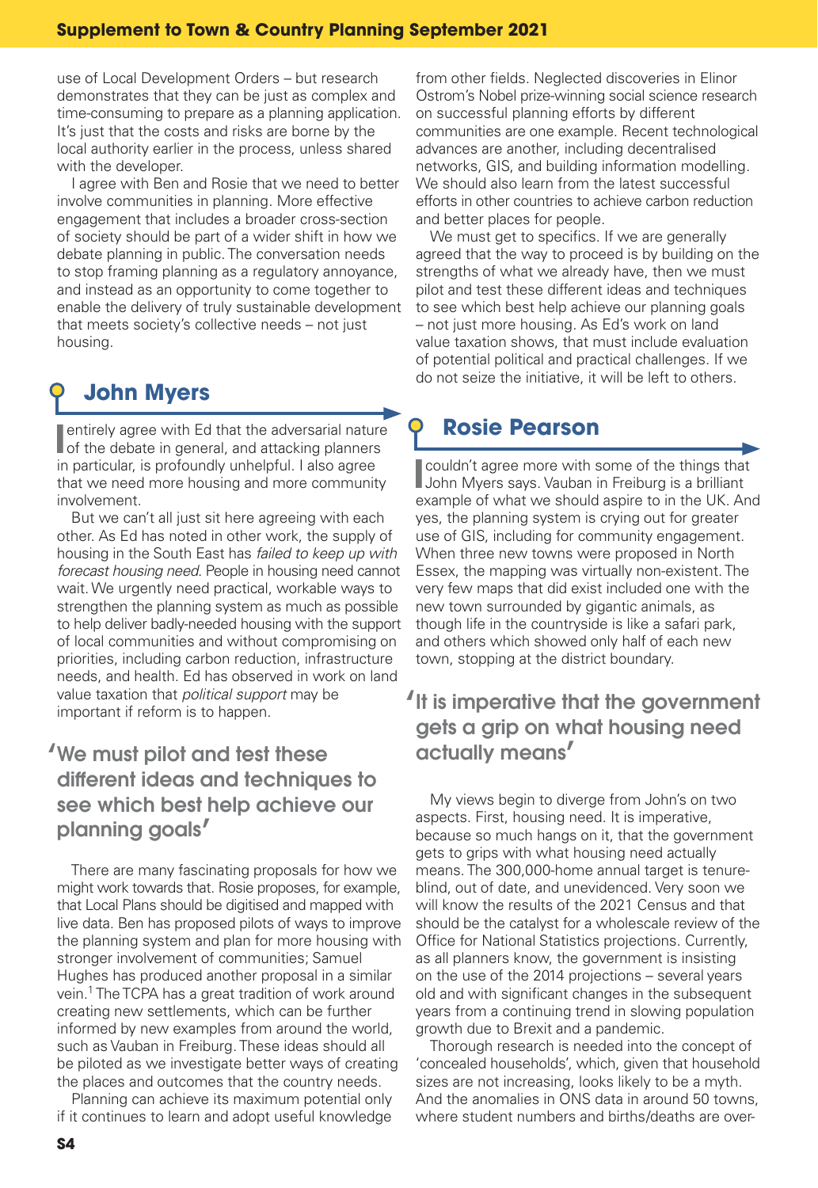use of Local Development Orders – but research demonstrates that they can be just as complex and time-consuming to prepare as a planning application. It's just that the costs and risks are borne by the local authority earlier in the process, unless shared with the developer.

I agree with Ben and Rosie that we need to better involve communities in planning. More effective engagement that includes a broader cross-section of society should be part of a wider shift in how we debate planning in public. The conversation needs to stop framing planning as a regulatory annoyance, and instead as an opportunity to come together to enable the delivery of truly sustainable development that meets society's collective needs – not just housing.

## John Myers

I entirely agree with Ed that the adversarial nature of the debate in general, and attacking planners in particular, is profoundly unhelpful. I also agree that we need more housing and more community involvement.

But we can't all just sit here agreeing with each other. As Ed has noted in other work, the supply of housing in the South East has *failed to keep up with forecast housing need*. People in housing need cannot wait. We urgently need practical, workable ways to strengthen the planning system as much as possible to help deliver badly-needed housing with the support of local communities and without compromising on priorities, including carbon reduction, infrastructure needs, and health. Ed has observed in work on land value taxation that *political support* may be important if reform is to happen.

> 'We must pilot and test these different ideas and techniques to see which best help achieve our planning goals'

There are many fascinating proposals for how we might work towards that. Rosie proposes, for example, that Local Plans should be digitised and mapped with live data. Ben has proposed pilots of ways to improve the planning system and plan for more housing with stronger involvement of communities; Samuel Hughes has produced another proposal in a similar vein.[1] The TCPA has a great tradition of work around creating new settlements, which can be further informed by new examples from around the world, such as Vauban in Freiburg. These ideas should all be piloted as we investigate better ways of creating the places and outcomes that the country needs.

Planning can achieve its maximum potential only if it continues to learn and adopt useful knowledge from other fields. Neglected discoveries in Elinor Ostrom's Nobel prize-winning social science research on successful planning efforts by different communities are one example. Recent technological advances are another, including decentralised networks, GIS, and building information modelling. We should also learn from the latest successful efforts in other countries to achieve carbon reduction and better places for people.

We must get to specifics. If we are generally agreed that the way to proceed is by building on the strengths of what we already have, then we must pilot and test these different ideas and techniques to see which best help achieve our planning goals – not just more housing. As Ed's work on land value taxation shows, that must include evaluation of potential political and practical challenges. If we do not seize the initiative, it will be left to others.

## Rosie Pearson

I couldn't agree more with some of the things that John Myers says. Vauban in Freiburg is a brilliant example of what we should aspire to in the UK. And yes, the planning system is crying out for greater use of GIS, including for community engagement. When three new towns were proposed in North Essex, the mapping was virtually non-existent. The very few maps that did exist included one with the new town surrounded by gigantic animals, as though life in the countryside is like a safari park, and others which showed only half of each new town, stopping at the district boundary.

> 'It is imperative that the government gets a grip on what housing need actually means'

My views begin to diverge from John's on two aspects. First, housing need. It is imperative, because so much hangs on it, that the government gets to grips with what housing need actually means. The 300,000-home annual target is tenure-blind, out of date, and unevidenced. Very soon we will know the results of the 2021 Census and that should be the catalyst for a wholescale review of the Office for National Statistics projections. Currently, as all planners know, the government is insisting on the use of the 2014 projections – several years old and with significant changes in the subsequent years from a continuing trend in slowing population growth due to Brexit and a pandemic.

Thorough research is needed into the concept of 'concealed households', which, given that household sizes are not increasing, looks likely to be a myth. And the anomalies in ONS data in around 50 towns, where student numbers and births/deaths are over-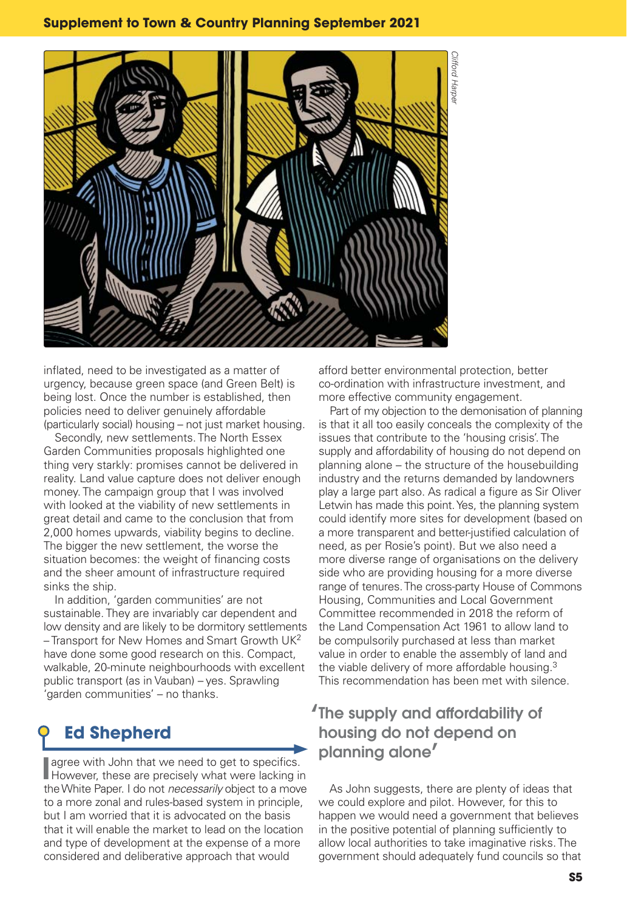inflated, need to be investigated as a matter of urgency, because green space (and Green Belt) is being lost. Once the number is established, then policies need to deliver genuinely affordable (particularly social) housing – not just market housing.

Secondly, new settlements. The North Essex Garden Communities proposals highlighted one thing very starkly: promises cannot be delivered in reality. Land value capture does not deliver enough money. The campaign group that I was involved with looked at the viability of new settlements in great detail and came to the conclusion that from 2,000 homes upwards, viability begins to decline. The bigger the new settlement, the worse the situation becomes: the weight of financing costs and the sheer amount of infrastructure required sinks the ship.

In addition, 'garden communities' are not sustainable. They are invariably car dependent and low density and are likely to be dormitory settlements – Transport for New Homes and Smart Growth UK[2] have done some good research on this. Compact, walkable, 20-minute neighbourhoods with excellent public transport (as in Vauban) – yes. Sprawling 'garden communities' – no thanks.

## Ed Shepherd

I agree with John that we need to get to specifics. However, these are precisely what were lacking in the White Paper. I do not *necessarily* object to a move to a more zonal and rules-based system in principle, but I am worried that it is advocated on the basis that it will enable the market to lead on the location and type of development at the expense of a more considered and deliberative approach that would afford better environmental protection, better co-ordination with infrastructure investment, and more effective community engagement.

Part of my objection to the demonisation of planning is that it all too easily conceals the complexity of the issues that contribute to the 'housing crisis'. The supply and affordability of housing do not depend on planning alone – the structure of the housebuilding industry and the returns demanded by landowners play a large part also. As radical a figure as Sir Oliver Letwin has made this point. Yes, the planning system could identify more sites for development (based on a more transparent and better-justified calculation of need, as per Rosie's point). But we also need a more diverse range of organisations on the delivery side who are providing housing for a more diverse range of tenures. The cross-party House of Commons Housing, Communities and Local Government Committee recommended in 2018 the reform of the Land Compensation Act 1961 to allow land to be compulsorily purchased at less than market value in order to enable the assembly of land and the viable delivery of more affordable housing.[3] This recommendation has been met with silence.

> 'The supply and affordability of housing do not depend on planning alone'

As John suggests, there are plenty of ideas that we could explore and pilot. However, for this to happen we would need a government that believes in the positive potential of planning sufficiently to allow local authorities to take imaginative risks. The government should adequately fund councils so that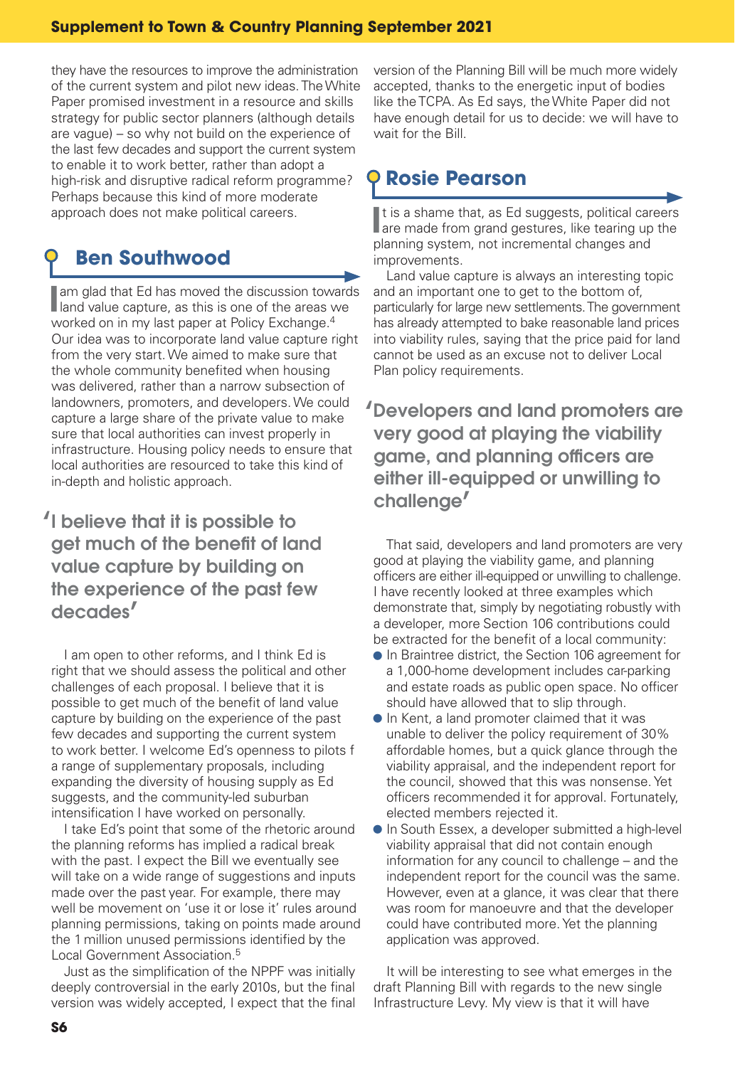they have the resources to improve the administration of the current system and pilot new ideas. The White Paper promised investment in a resource and skills strategy for public sector planners (although details are vague) – so why not build on the experience of the last few decades and support the current system to enable it to work better, rather than adopt a high-risk and disruptive radical reform programme? Perhaps because this kind of more moderate approach does not make political careers.

## Ben Southwood

I am glad that Ed has moved the discussion towards land value capture, as this is one of the areas we worked on in my last paper at Policy Exchange.[4] Our idea was to incorporate land value capture right from the very start. We aimed to make sure that the whole community benefited when housing was delivered, rather than a narrow subsection of landowners, promoters, and developers. We could capture a large share of the private value to make sure that local authorities can invest properly in infrastructure. Housing policy needs to ensure that local authorities are resourced to take this kind of in-depth and holistic approach.

> 'I believe that it is possible to get much of the benefit of land value capture by building on the experience of the past few decades'

I am open to other reforms, and I think Ed is right that we should assess the political and other challenges of each proposal. I believe that it is possible to get much of the benefit of land value capture by building on the experience of the past few decades and supporting the current system to work better. I welcome Ed's openness to pilots f a range of supplementary proposals, including expanding the diversity of housing supply as Ed suggests, and the community-led suburban intensification I have worked on personally.

I take Ed's point that some of the rhetoric around the planning reforms has implied a radical break with the past. I expect the Bill we eventually see will take on a wide range of suggestions and inputs made over the past year. For example, there may well be movement on 'use it or lose it' rules around planning permissions, taking on points made around the 1 million unused permissions identified by the Local Government Association.[5]

Just as the simplification of the NPPF was initially deeply controversial in the early 2010s, but the final version was widely accepted, I expect that the final version of the Planning Bill will be much more widely accepted, thanks to the energetic input of bodies like the TCPA. As Ed says, the White Paper did not have enough detail for us to decide: we will have to wait for the Bill.

## Rosie Pearson

It is a shame that, as Ed suggests, political careers are made from grand gestures, like tearing up the planning system, not incremental changes and improvements.

Land value capture is always an interesting topic and an important one to get to the bottom of, particularly for large new settlements. The government has already attempted to bake reasonable land prices into viability rules, saying that the price paid for land cannot be used as an excuse not to deliver Local Plan policy requirements.

> 'Developers and land promoters are very good at playing the viability game, and planning officers are either ill-equipped or unwilling to challenge'

That said, developers and land promoters are very good at playing the viability game, and planning officers are either ill-equipped or unwilling to challenge. I have recently looked at three examples which demonstrate that, simply by negotiating robustly with a developer, more Section 106 contributions could be extracted for the benefit of a local community:

- In Braintree district, the Section 106 agreement for a 1,000-home development includes car-parking and estate roads as public open space. No officer should have allowed that to slip through.
- In Kent, a land promoter claimed that it was unable to deliver the policy requirement of 30% affordable homes, but a quick glance through the viability appraisal, and the independent report for the council, showed that this was nonsense. Yet officers recommended it for approval. Fortunately, elected members rejected it.
- In South Essex, a developer submitted a high-level viability appraisal that did not contain enough information for any council to challenge – and the independent report for the council was the same. However, even at a glance, it was clear that there was room for manoeuvre and that the developer could have contributed more. Yet the planning application was approved.

It will be interesting to see what emerges in the draft Planning Bill with regards to the new single Infrastructure Levy. My view is that it will have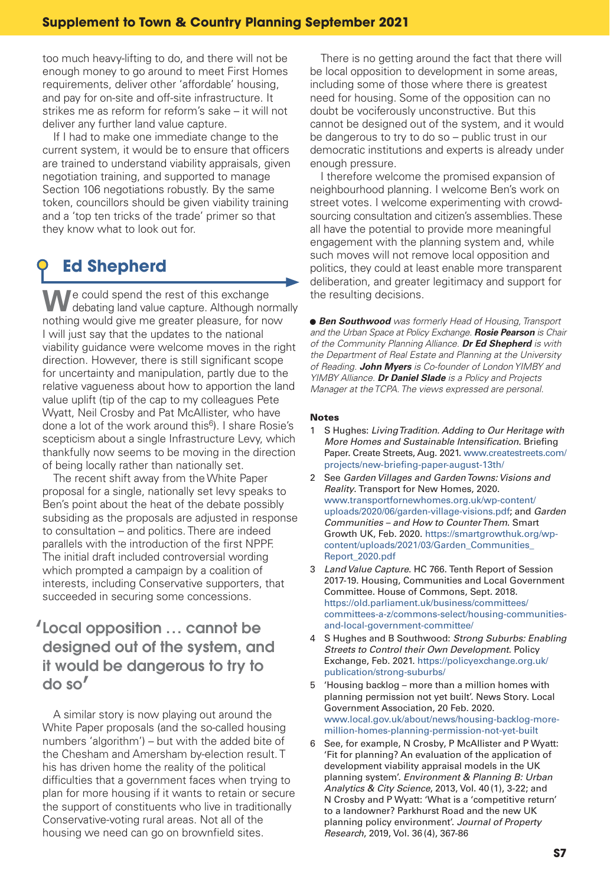too much heavy-lifting to do, and there will not be enough money to go around to meet First Homes requirements, deliver other 'affordable' housing, and pay for on-site and off-site infrastructure. It strikes me as reform for reform's sake – it will not deliver any further land value capture.

If I had to make one immediate change to the current system, it would be to ensure that officers are trained to understand viability appraisals, given negotiation training, and supported to manage Section 106 negotiations robustly. By the same token, councillors should be given viability training and a 'top ten tricks of the trade' primer so that they know what to look out for.

## Ed Shepherd

We could spend the rest of this exchange debating land value capture. Although normally nothing would give me greater pleasure, for now I will just say that the updates to the national viability guidance were welcome moves in the right direction. However, there is still significant scope for uncertainty and manipulation, partly due to the relative vagueness about how to apportion the land value uplift (tip of the cap to my colleagues Pete Wyatt, Neil Crosby and Pat McAllister, who have done a lot of the work around this[6]). I share Rosie's scepticism about a single Infrastructure Levy, which thankfully now seems to be moving in the direction of being locally rather than nationally set.

The recent shift away from the White Paper proposal for a single, nationally set levy speaks to Ben's point about the heat of the debate possibly subsiding as the proposals are adjusted in response to consultation – and politics. There are indeed parallels with the introduction of the first NPPF. The initial draft included controversial wording which prompted a campaign by a coalition of interests, including Conservative supporters, that succeeded in securing some concessions.

> 'Local opposition … cannot be designed out of the system, and it would be dangerous to try to do so'

A similar story is now playing out around the White Paper proposals (and the so-called housing numbers 'algorithm') – but with the added bite of the Chesham and Amersham by-election result. This has driven home the reality of the political difficulties that a government faces when trying to plan for more housing if it wants to retain or secure the support of constituents who live in traditionally Conservative-voting rural areas. Not all of the housing we need can go on brownfield sites.

There is no getting around the fact that there will be local opposition to development in some areas, including some of those where there is greatest need for housing. Some of the opposition can no doubt be vociferously unconstructive. But this cannot be designed out of the system, and it would be dangerous to try to do so – public trust in our democratic institutions and experts is already under enough pressure.

I therefore welcome the promised expansion of neighbourhood planning. I welcome Ben's work on street votes. I welcome experimenting with crowd-sourcing consultation and citizen's assemblies. These all have the potential to provide more meaningful engagement with the planning system and, while such moves will not remove local opposition and politics, they could at least enable more transparent deliberation, and greater legitimacy and support for the resulting decisions.

● ***Ben Southwood*** *was formerly Head of Housing, Transport and the Urban Space at Policy Exchange.* ***Rosie Pearson*** *is Chair of the Community Planning Alliance.* ***Dr Ed Shepherd*** *is with the Department of Real Estate and Planning at the University of Reading.* ***John Myers*** *is Co-founder of London YIMBY and YIMBY Alliance.* ***Dr Daniel Slade*** *is a Policy and Projects Manager at the TCPA. The views expressed are personal.*

**Notes**

1. S Hughes: *Living Tradition. Adding to Our Heritage with More Homes and Sustainable Intensification.* Briefing Paper. Create Streets, Aug. 2021. www.createstreets.com/projects/new-briefing-paper-august-13th/
2. See *Garden Villages and Garden Towns: Visions and Reality.* Transport for New Homes, 2020. www.transportfornewhomes.org.uk/wp-content/uploads/2020/06/garden-village-visions.pdf; and *Garden Communities – and How to Counter Them.* Smart Growth UK, Feb. 2020. https://smartgrowthuk.org/wp-content/uploads/2021/03/Garden_Communities_Report_2020.pdf
3. *Land Value Capture.* HC 766. Tenth Report of Session 2017-19. Housing, Communities and Local Government Committee. House of Commons, Sept. 2018. https://old.parliament.uk/business/committees/committees-a-z/commons-select/housing-communities-and-local-government-committee/
4. S Hughes and B Southwood: *Strong Suburbs: Enabling Streets to Control their Own Development.* Policy Exchange, Feb. 2021. https://policyexchange.org.uk/publication/strong-suburbs/
5. 'Housing backlog – more than a million homes with planning permission not yet built'. News Story. Local Government Association, 20 Feb. 2020. www.local.gov.uk/about/news/housing-backlog-more-million-homes-planning-permission-not-yet-built
6. See, for example, N Crosby, P McAllister and P Wyatt: 'Fit for planning? An evaluation of the application of development viability appraisal models in the UK planning system'. *Environment & Planning B: Urban Analytics & City Science*, 2013, Vol. 40 (1), 3-22; and N Crosby and P Wyatt: 'What is a 'competitive return' to a landowner? Parkhurst Road and the new UK planning policy environment'. *Journal of Property Research*, 2019, Vol. 36 (4), 367-86